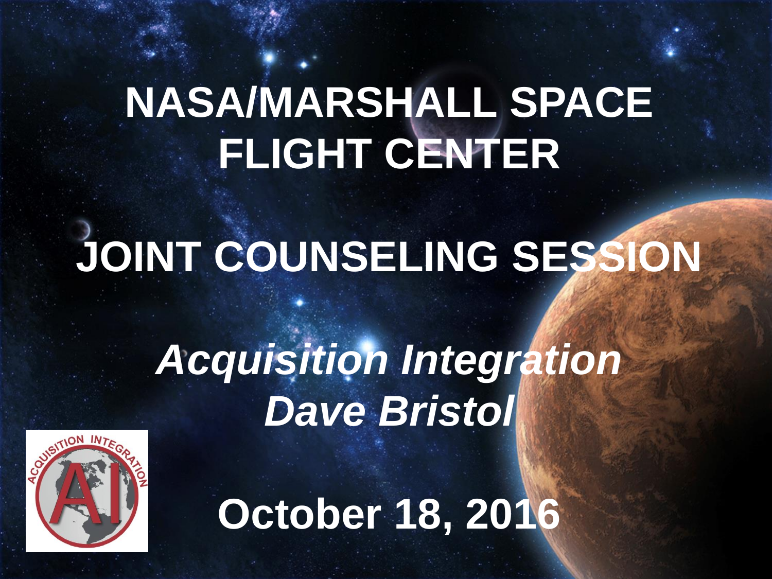# NASA/MARSHALL SPACE FLIGHT CENTER

# JOINT COUNSELING SESSION

***Acquisition Integration***
***Dave Bristol***

**October 18, 2016**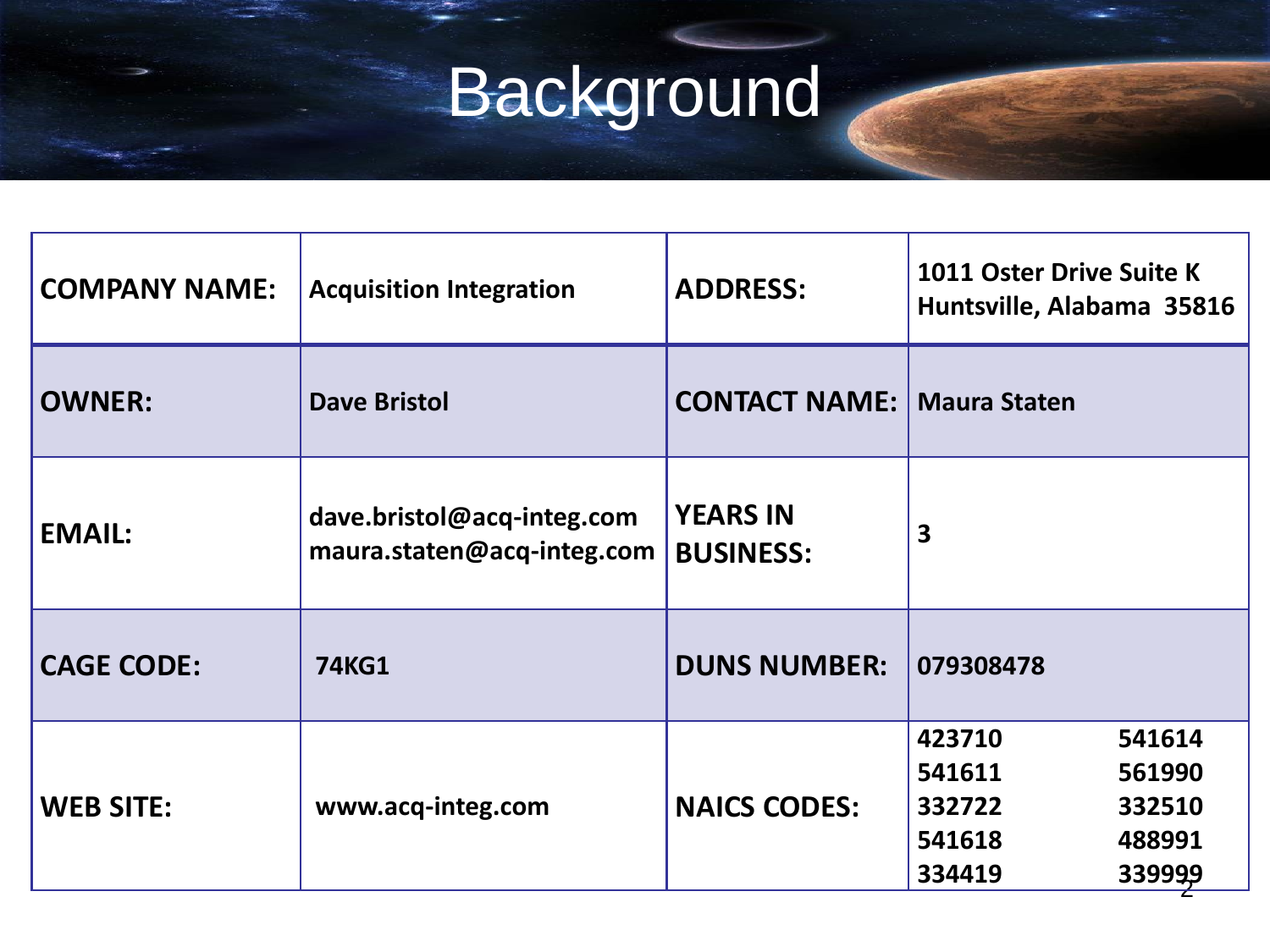# Background

| COMPANY NAME: | Acquisition Integration | ADDRESS: | 1011 Oster Drive Suite K Huntsville, Alabama 35816 |
|---|---|---|---|
| OWNER: | Dave Bristol | CONTACT NAME: | Maura Staten |
| EMAIL: | dave.bristol@acq-integ.com maura.staten@acq-integ.com | YEARS IN BUSINESS: | 3 |
| CAGE CODE: | 74KG1 | DUNS NUMBER: | 079308478 |
| WEB SITE: | www.acq-integ.com | NAICS CODES: | 423710 541614 541611 561990 332722 332510 541618 488991 334419 339999 |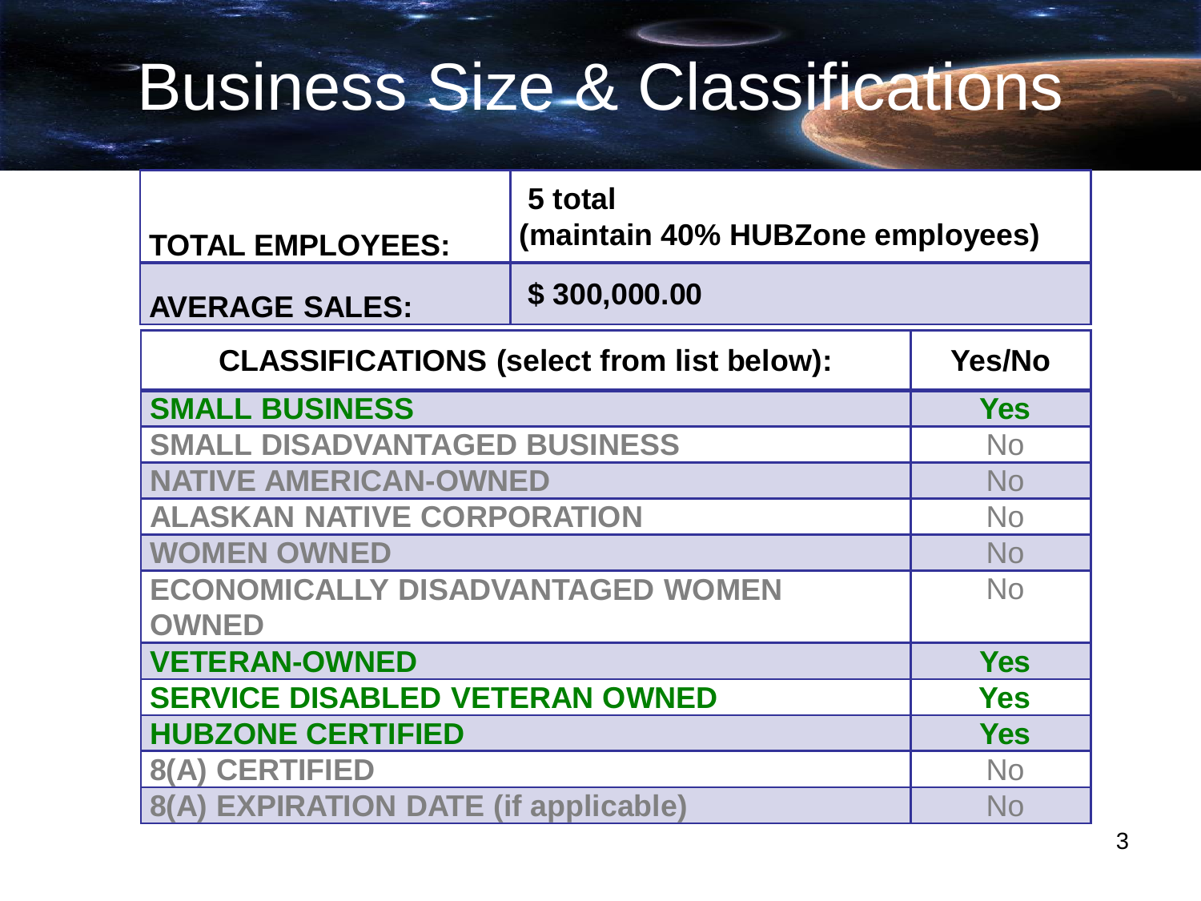# Business Size & Classifications

| TOTAL EMPLOYEES: | 5 total (maintain 40% HUBZone employees) |
| --- | --- |
| AVERAGE SALES: | $ 300,000.00 |

| CLASSIFICATIONS (select from list below): | Yes/No |
| --- | --- |
| SMALL BUSINESS | Yes |
| SMALL DISADVANTAGED BUSINESS | No |
| NATIVE AMERICAN-OWNED | No |
| ALASKAN NATIVE CORPORATION | No |
| WOMEN OWNED | No |
| ECONOMICALLY DISADVANTAGED WOMEN OWNED | No |
| VETERAN-OWNED | Yes |
| SERVICE DISABLED VETERAN OWNED | Yes |
| HUBZONE CERTIFIED | Yes |
| 8(A) CERTIFIED | No |
| 8(A) EXPIRATION DATE (if applicable) | No |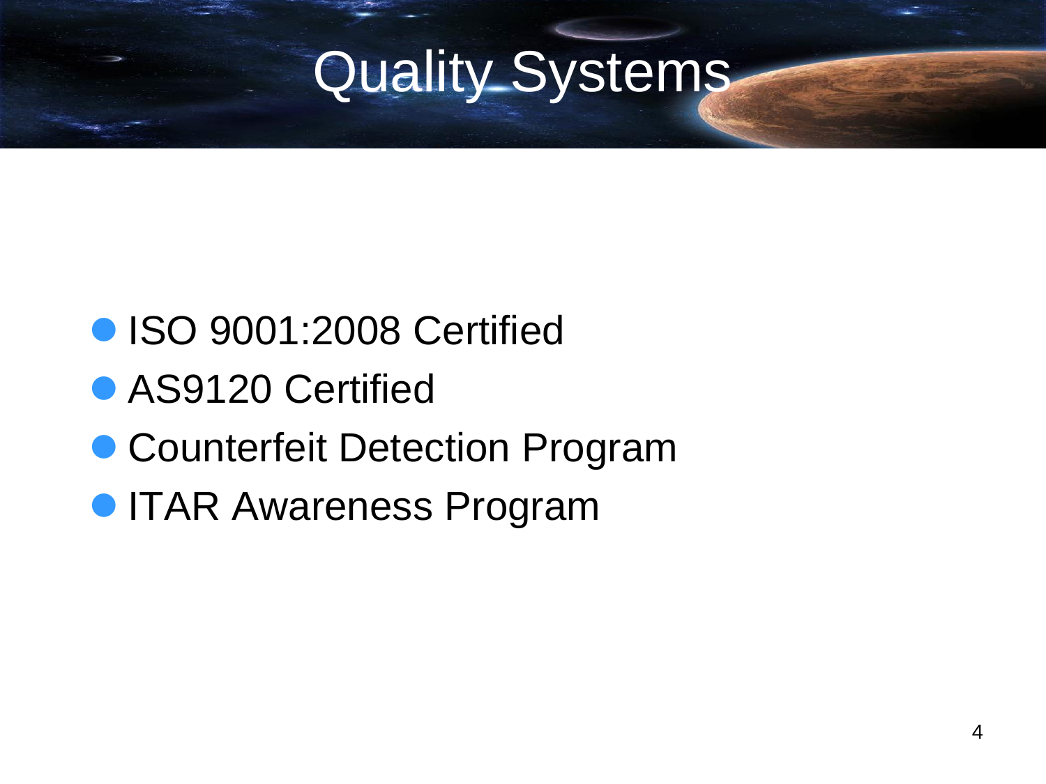# Quality Systems

- ISO 9001:2008 Certified
- AS9120 Certified
- Counterfeit Detection Program
- ITAR Awareness Program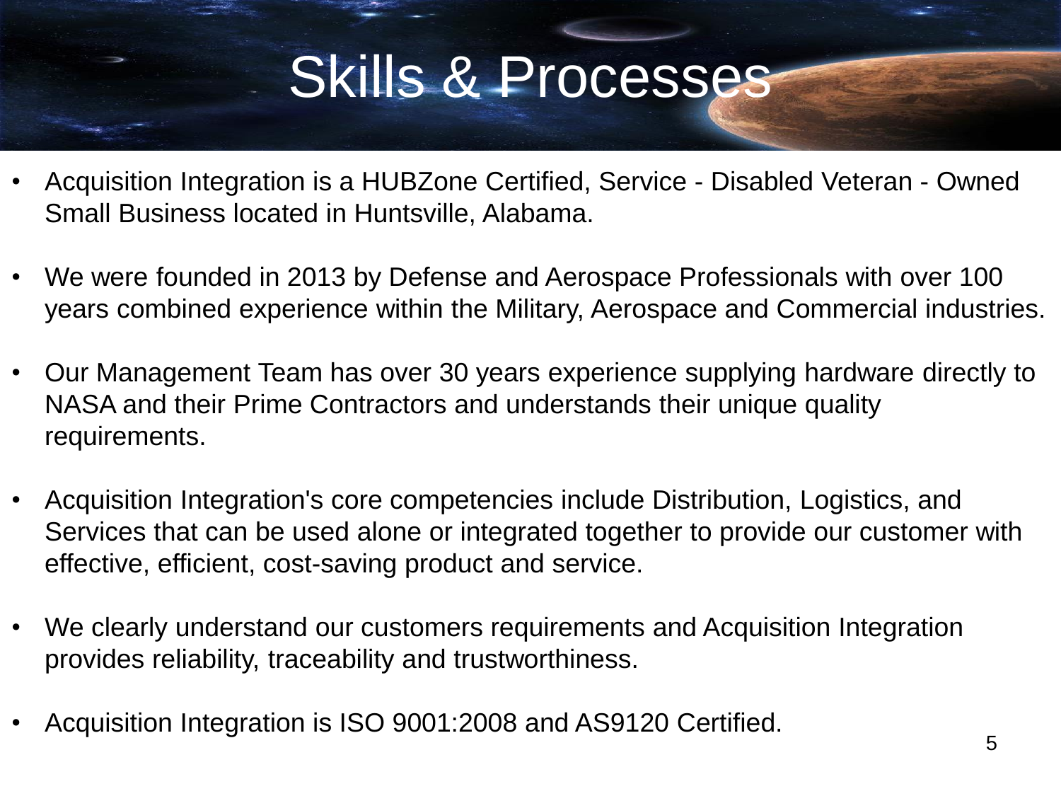# Skills & Processes

- Acquisition Integration is a HUBZone Certified, Service - Disabled Veteran - Owned Small Business located in Huntsville, Alabama.

- We were founded in 2013 by Defense and Aerospace Professionals with over 100 years combined experience within the Military, Aerospace and Commercial industries.

- Our Management Team has over 30 years experience supplying hardware directly to NASA and their Prime Contractors and understands their unique quality requirements.

- Acquisition Integration's core competencies include Distribution, Logistics, and Services that can be used alone or integrated together to provide our customer with effective, efficient, cost-saving product and service.

- We clearly understand our customers requirements and Acquisition Integration provides reliability, traceability and trustworthiness.

- Acquisition Integration is ISO 9001:2008 and AS9120 Certified.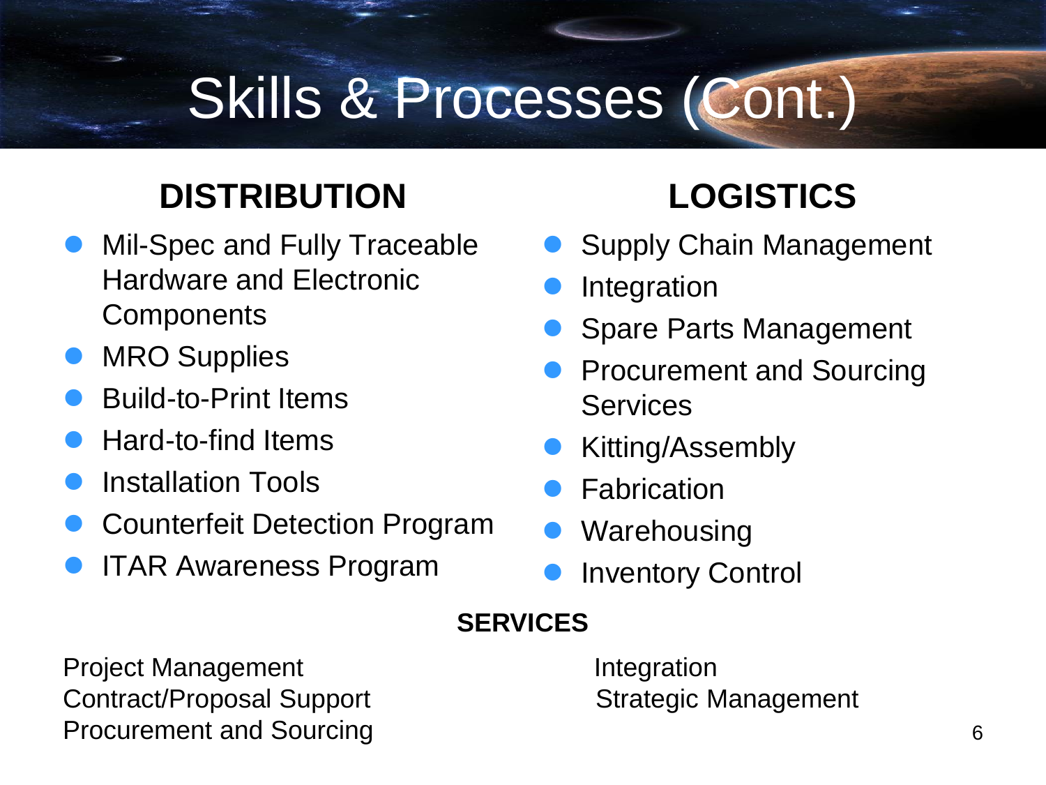# Skills & Processes (Cont.)

## DISTRIBUTION

- Mil-Spec and Fully Traceable Hardware and Electronic Components
- MRO Supplies
- Build-to-Print Items
- Hard-to-find Items
- Installation Tools
- Counterfeit Detection Program
- ITAR Awareness Program

## LOGISTICS

- Supply Chain Management
- Integration
- Spare Parts Management
- Procurement and Sourcing Services
- Kitting/Assembly
- Fabrication
- Warehousing
- Inventory Control

### SERVICES

Project Management
Contract/Proposal Support
Procurement and Sourcing
Integration
Strategic Management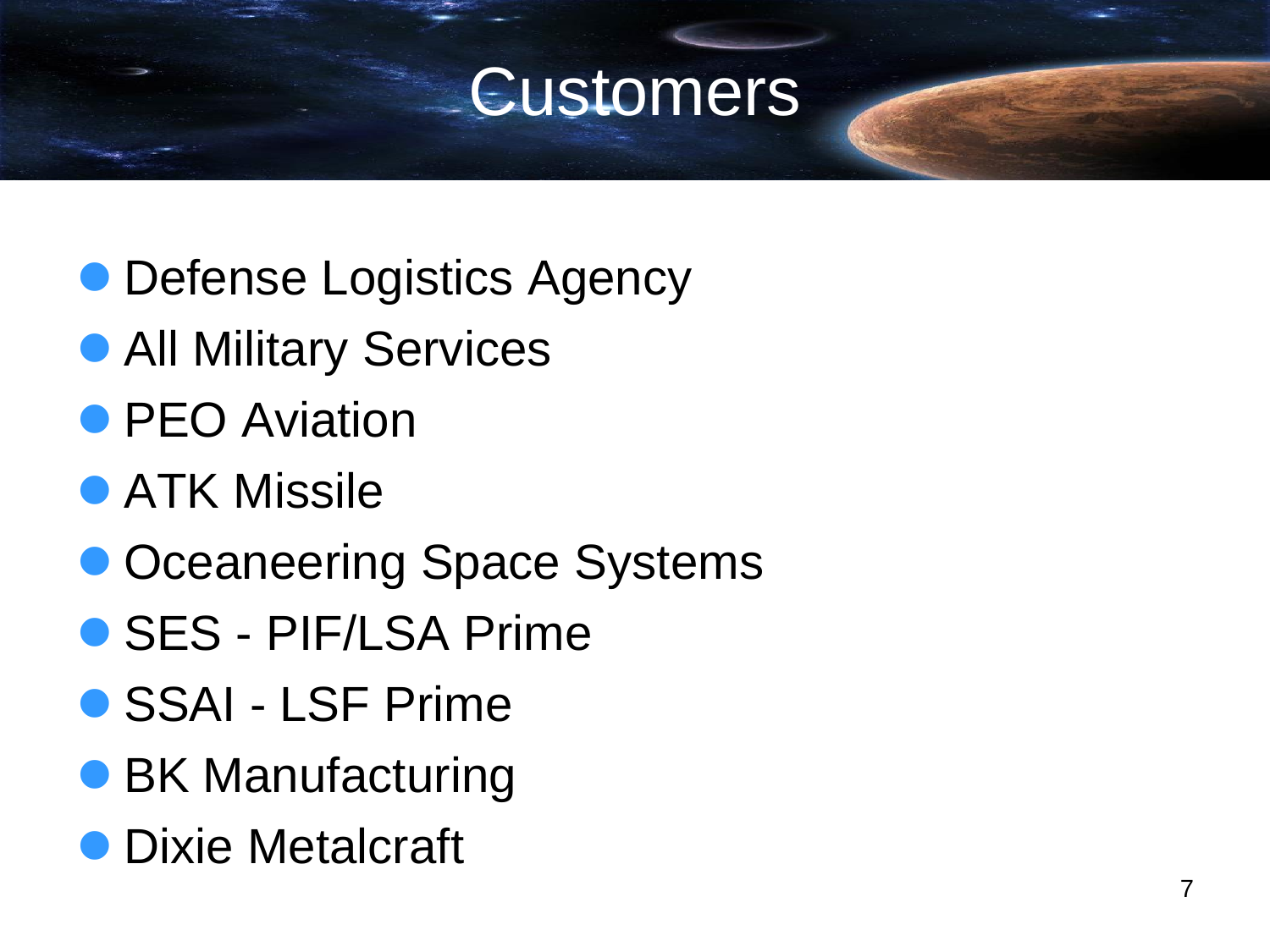# Customers

- Defense Logistics Agency
- All Military Services
- PEO Aviation
- ATK Missile
- Oceaneering Space Systems
- SES - PIF/LSA Prime
- SSAI - LSF Prime
- BK Manufacturing
- Dixie Metalcraft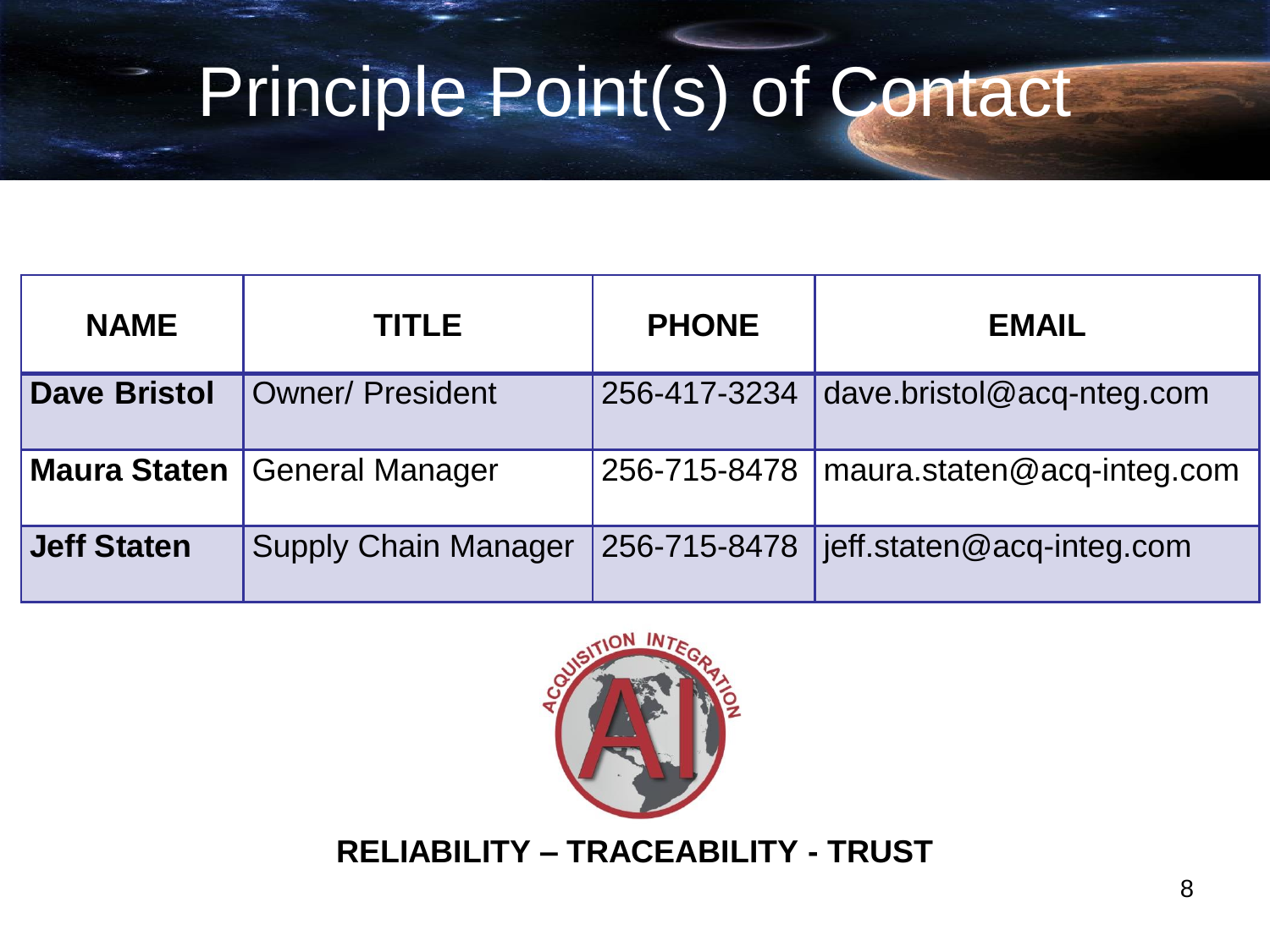# Principle Point(s) of Contact

| NAME | TITLE | PHONE | EMAIL |
|---|---|---|---|
| **Dave Bristol** | Owner/ President | 256-417-3234 | dave.bristol@acq-nteg.com |
| **Maura Staten** | General Manager | 256-715-8478 | maura.staten@acq-integ.com |
| **Jeff Staten** | Supply Chain Manager | 256-715-8478 | jeff.staten@acq-integ.com |

ACQUISITION INTEGRATION

AI

**RELIABILITY – TRACEABILITY - TRUST**